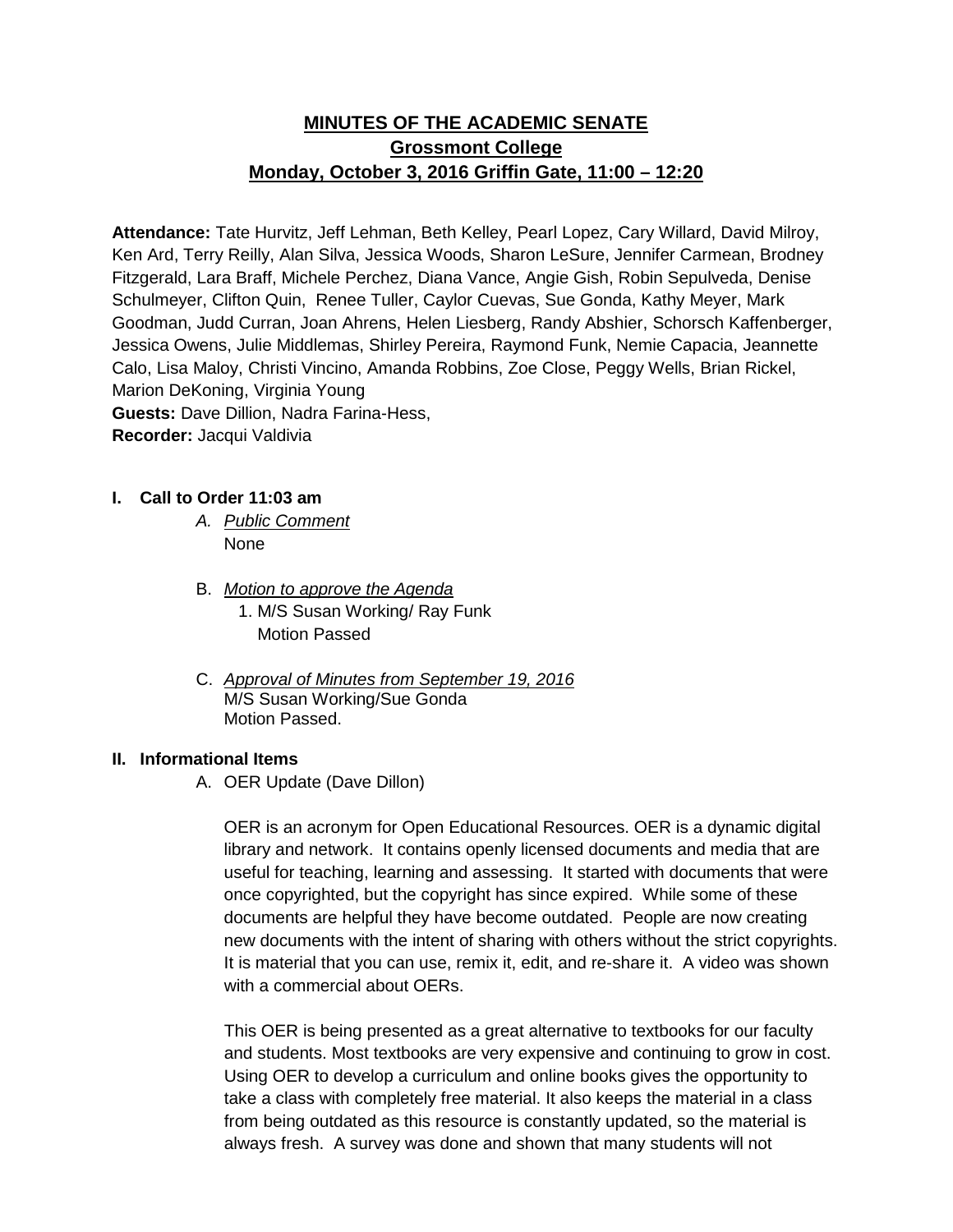# MINUTES OF THE ACADEMIC SENATE
## Grossmont College
## Monday, October 3, 2016 Griffin Gate, 11:00 – 12:20

**Attendance:** Tate Hurvitz, Jeff Lehman, Beth Kelley, Pearl Lopez, Cary Willard, David Milroy, Ken Ard, Terry Reilly, Alan Silva, Jessica Woods, Sharon LeSure, Jennifer Carmean, Brodney Fitzgerald, Lara Braff, Michele Perchez, Diana Vance, Angie Gish, Robin Sepulveda, Denise Schulmeyer, Clifton Quin, Renee Tuller, Caylor Cuevas, Sue Gonda, Kathy Meyer, Mark Goodman, Judd Curran, Joan Ahrens, Helen Liesberg, Randy Abshier, Schorsch Kaffenberger, Jessica Owens, Julie Middlemas, Shirley Pereira, Raymond Funk, Nemie Capacia, Jeannette Calo, Lisa Maloy, Christi Vincino, Amanda Robbins, Zoe Close, Peggy Wells, Brian Rickel, Marion DeKoning, Virginia Young
**Guests:** Dave Dillion, Nadra Farina-Hess,
**Recorder:** Jacqui Valdivia

**I. Call to Order 11:03 am**

A. *Public Comment*
None

B. *Motion to approve the Agenda*
1. M/S Susan Working/ Ray Funk
Motion Passed

C. *Approval of Minutes from September 19, 2016*
M/S Susan Working/Sue Gonda
Motion Passed.

**II. Informational Items**

A. OER Update (Dave Dillon)

OER is an acronym for Open Educational Resources. OER is a dynamic digital library and network. It contains openly licensed documents and media that are useful for teaching, learning and assessing. It started with documents that were once copyrighted, but the copyright has since expired. While some of these documents are helpful they have become outdated. People are now creating new documents with the intent of sharing with others without the strict copyrights. It is material that you can use, remix it, edit, and re-share it. A video was shown with a commercial about OERs.

This OER is being presented as a great alternative to textbooks for our faculty and students. Most textbooks are very expensive and continuing to grow in cost. Using OER to develop a curriculum and online books gives the opportunity to take a class with completely free material. It also keeps the material in a class from being outdated as this resource is constantly updated, so the material is always fresh. A survey was done and shown that many students will not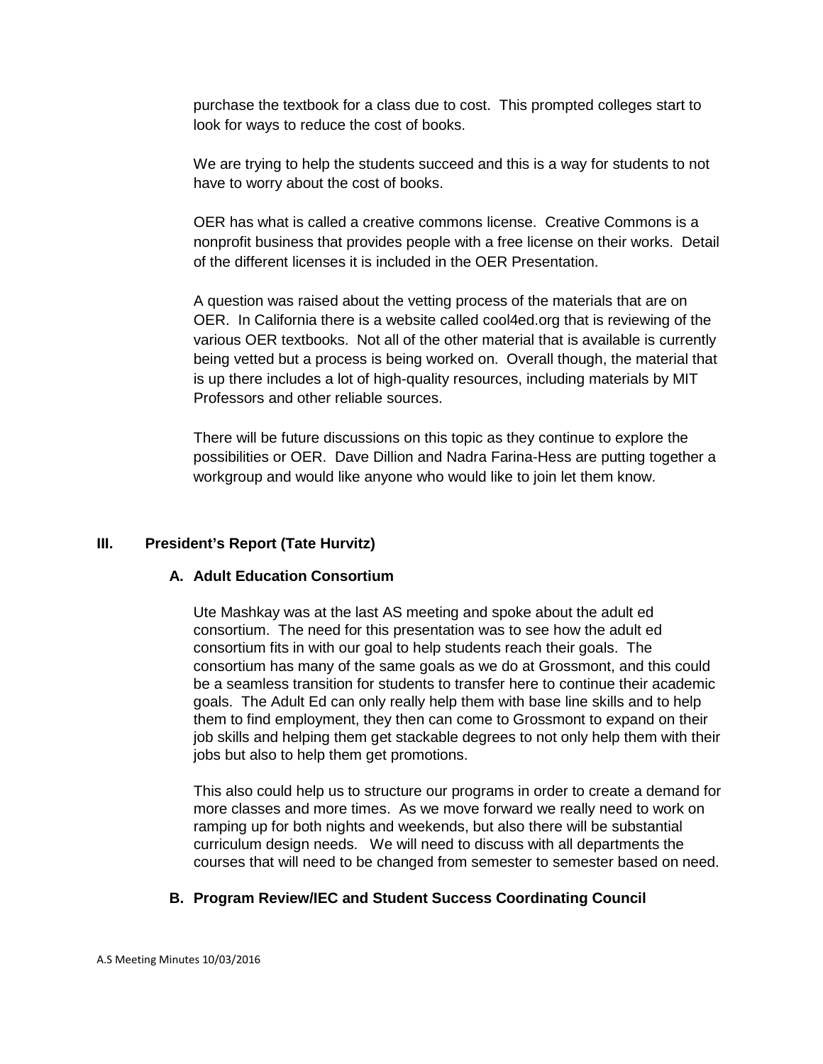purchase the textbook for a class due to cost. This prompted colleges start to look for ways to reduce the cost of books.

We are trying to help the students succeed and this is a way for students to not have to worry about the cost of books.

OER has what is called a creative commons license. Creative Commons is a nonprofit business that provides people with a free license on their works. Detail of the different licenses it is included in the OER Presentation.

A question was raised about the vetting process of the materials that are on OER. In California there is a website called cool4ed.org that is reviewing of the various OER textbooks. Not all of the other material that is available is currently being vetted but a process is being worked on. Overall though, the material that is up there includes a lot of high-quality resources, including materials by MIT Professors and other reliable sources.

There will be future discussions on this topic as they continue to explore the possibilities or OER. Dave Dillion and Nadra Farina-Hess are putting together a workgroup and would like anyone who would like to join let them know.

## III. President's Report (Tate Hurvitz)

### A. Adult Education Consortium

Ute Mashkay was at the last AS meeting and spoke about the adult ed consortium. The need for this presentation was to see how the adult ed consortium fits in with our goal to help students reach their goals. The consortium has many of the same goals as we do at Grossmont, and this could be a seamless transition for students to transfer here to continue their academic goals. The Adult Ed can only really help them with base line skills and to help them to find employment, they then can come to Grossmont to expand on their job skills and helping them get stackable degrees to not only help them with their jobs but also to help them get promotions.

This also could help us to structure our programs in order to create a demand for more classes and more times. As we move forward we really need to work on ramping up for both nights and weekends, but also there will be substantial curriculum design needs. We will need to discuss with all departments the courses that will need to be changed from semester to semester based on need.

### B. Program Review/IEC and Student Success Coordinating Council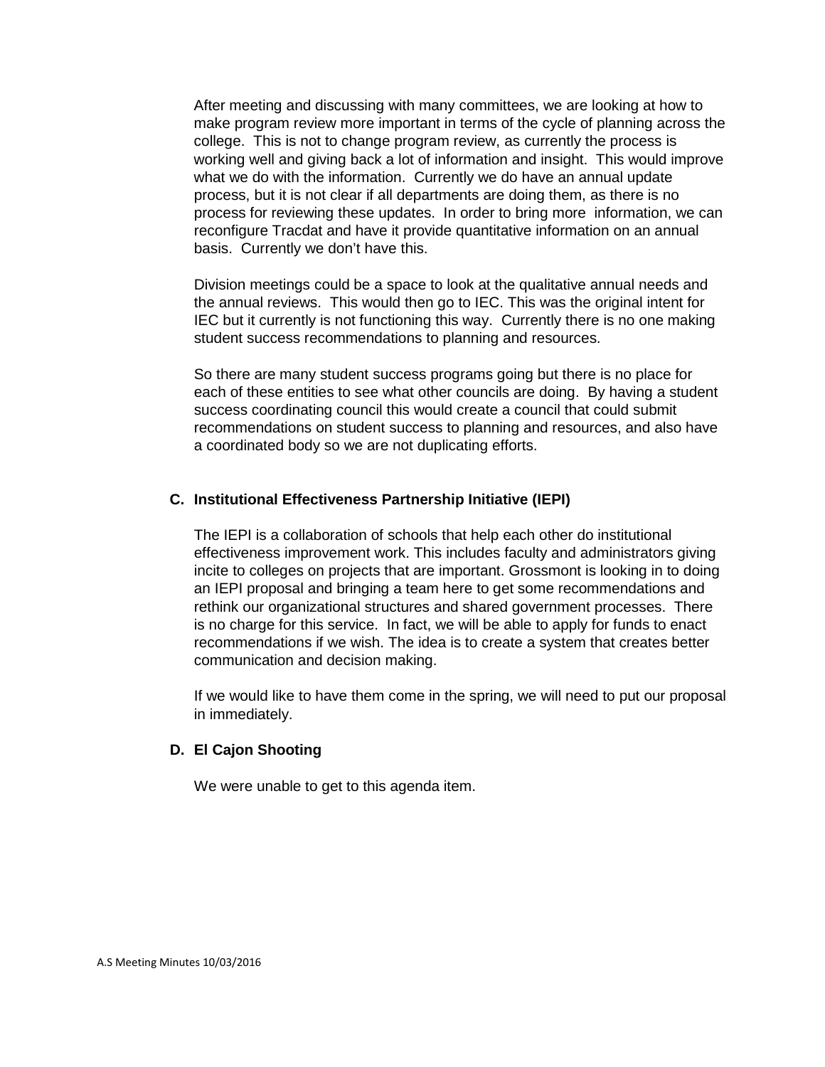After meeting and discussing with many committees, we are looking at how to make program review more important in terms of the cycle of planning across the college. This is not to change program review, as currently the process is working well and giving back a lot of information and insight. This would improve what we do with the information. Currently we do have an annual update process, but it is not clear if all departments are doing them, as there is no process for reviewing these updates. In order to bring more information, we can reconfigure Tracdat and have it provide quantitative information on an annual basis. Currently we don't have this.

Division meetings could be a space to look at the qualitative annual needs and the annual reviews. This would then go to IEC. This was the original intent for IEC but it currently is not functioning this way. Currently there is no one making student success recommendations to planning and resources.

So there are many student success programs going but there is no place for each of these entities to see what other councils are doing. By having a student success coordinating council this would create a council that could submit recommendations on student success to planning and resources, and also have a coordinated body so we are not duplicating efforts.

**C. Institutional Effectiveness Partnership Initiative (IEPI)**

The IEPI is a collaboration of schools that help each other do institutional effectiveness improvement work. This includes faculty and administrators giving incite to colleges on projects that are important. Grossmont is looking in to doing an IEPI proposal and bringing a team here to get some recommendations and rethink our organizational structures and shared government processes. There is no charge for this service. In fact, we will be able to apply for funds to enact recommendations if we wish. The idea is to create a system that creates better communication and decision making.

If we would like to have them come in the spring, we will need to put our proposal in immediately.

**D. El Cajon Shooting**

We were unable to get to this agenda item.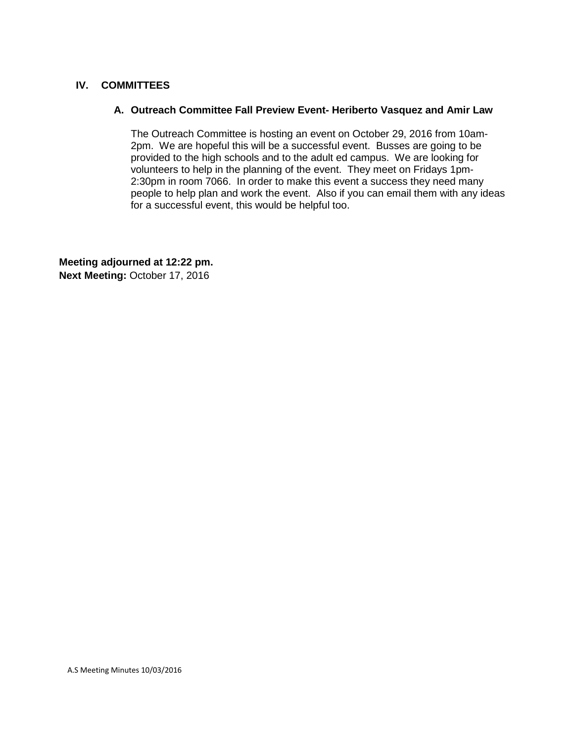## IV. COMMITTEES

### A. Outreach Committee Fall Preview Event- Heriberto Vasquez and Amir Law

The Outreach Committee is hosting an event on October 29, 2016 from 10am-2pm. We are hopeful this will be a successful event. Busses are going to be provided to the high schools and to the adult ed campus. We are looking for volunteers to help in the planning of the event. They meet on Fridays 1pm-2:30pm in room 7066. In order to make this event a success they need many people to help plan and work the event. Also if you can email them with any ideas for a successful event, this would be helpful too.

**Meeting adjourned at 12:22 pm.**
**Next Meeting:** October 17, 2016